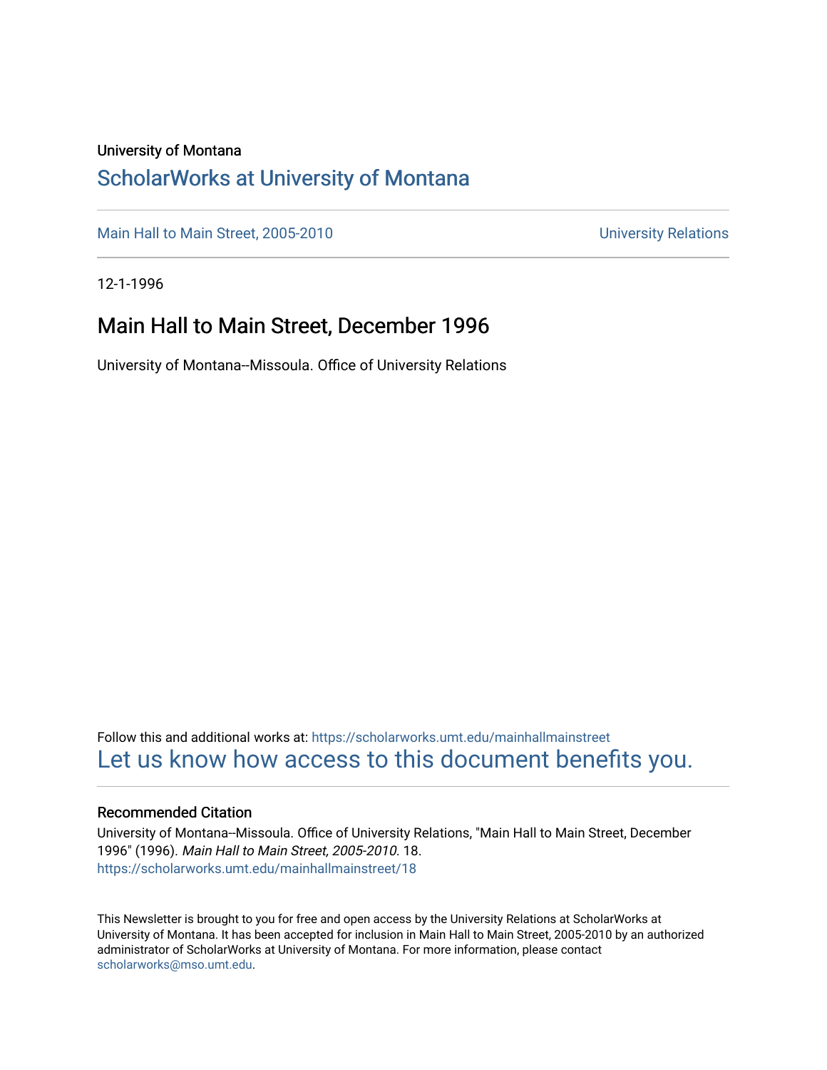University of Montana

# ScholarWorks at University of Montana

Main Hall to Main Street, 2005-2010 | University Relations

12-1-1996

## Main Hall to Main Street, December 1996

University of Montana--Missoula. Office of University Relations

Follow this and additional works at: https://scholarworks.umt.edu/mainhallmainstreet

Let us know how access to this document benefits you.

### Recommended Citation

University of Montana--Missoula. Office of University Relations, "Main Hall to Main Street, December 1996" (1996). *Main Hall to Main Street, 2005-2010*. 18.
https://scholarworks.umt.edu/mainhallmainstreet/18

This Newsletter is brought to you for free and open access by the University Relations at ScholarWorks at University of Montana. It has been accepted for inclusion in Main Hall to Main Street, 2005-2010 by an authorized administrator of ScholarWorks at University of Montana. For more information, please contact scholarworks@mso.umt.edu.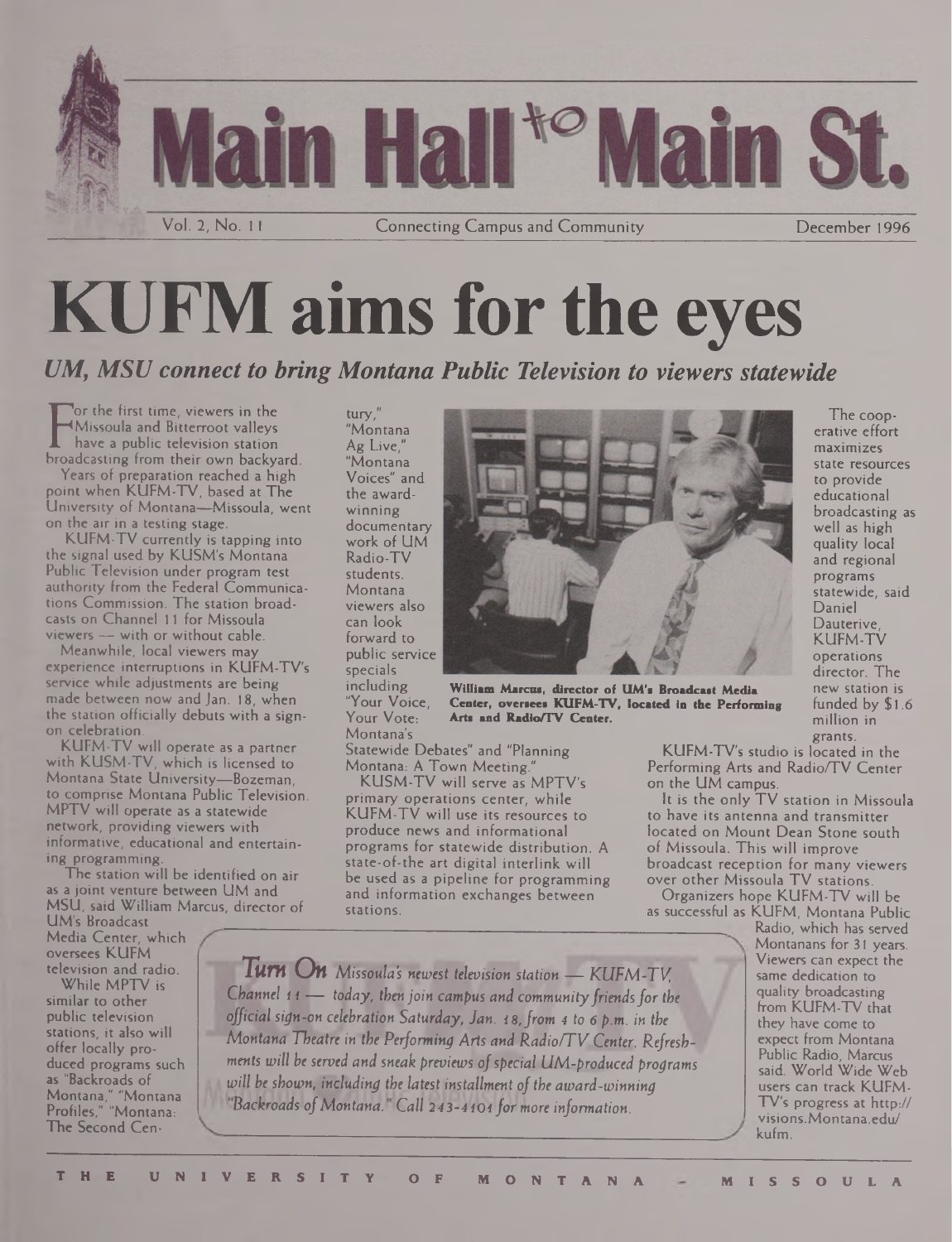# Main Hall to Main St.

Vol. 2, No. 11 — Connecting Campus and Community — December 1996

# KUFM aims for the eyes

## *UM, MSU connect to bring Montana Public Television to viewers statewide*

For the first time, viewers in the Missoula and Bitterroot valleys have a public television station broadcasting from their own backyard.

Years of preparation reached a high point when KUFM-TV, based at The University of Montana—Missoula, went on the air in a testing stage.

KUFM-TV currently is tapping into the signal used by KUSM's Montana Public Television under program test authority from the Federal Communications Commission. The station broadcasts on Channel 11 for Missoula viewers — with or without cable.

Meanwhile, local viewers may experience interruptions in KUFM-TV's service while adjustments are being made between now and Jan. 18, when the station officially debuts with a sign-on celebration.

KUFM-TV will operate as a partner with KUSM-TV, which is licensed to Montana State University—Bozeman, to comprise Montana Public Television. MPTV will operate as a statewide network, providing viewers with informative, educational and entertaining programming.

The station will be identified on air as a joint venture between UM and MSU, said William Marcus, director of UM's Broadcast Media Center, which oversees KUFM television and radio.

While MPTV is similar to other public television stations, it also will offer locally produced programs such as "Backroads of Montana," "Montana Profiles," "Montana: The Second Century," "Montana Ag Live," "Montana Voices" and the award-winning documentary work of UM Radio-TV students. Montana viewers also can look forward to public service specials including "Your Voice, Your Vote: Montana's Statewide Debates" and "Planning Montana: A Town Meeting."

KUSM-TV will serve as MPTV's primary operations center, while KUFM-TV will use its resources to produce news and informational programs for statewide distribution. A state-of-the-art digital interlink will be used as a pipeline for programming and information exchanges between stations.

**William Marcus, director of UM's Broadcast Media Center, oversees KUFM-TV, located in the Performing Arts and Radio/TV Center.**

The cooperative effort maximizes state resources to provide educational broadcasting as well as high quality local and regional programs statewide, said Daniel Dauterive, KUFM-TV operations director. The new station is funded by $1.6 million in grants.

KUFM-TV's studio is located in the Performing Arts and Radio/TV Center on the UM campus.

It is the only TV station in Missoula to have its antenna and transmitter located on Mount Dean Stone south of Missoula. This will improve broadcast reception for many viewers over other Missoula TV stations.

Organizers hope KUFM-TV will be as successful as KUFM, Montana Public Radio, which has served Montanans for 31 years. Viewers can expect the same dedication to quality broadcasting from KUFM-TV that they have come to expect from Montana Public Radio, Marcus said. World Wide Web users can track KUFM-TV's progress at http://visions.Montana.edu/kufm.

***Turn On*** *Missoula's newest television station — KUFM-TV, Channel 11 — today, then join campus and community friends for the official sign-on celebration Saturday, Jan. 18, from 4 to 6 p.m. in the Montana Theatre in the Performing Arts and Radio/TV Center. Refreshments will be served and sneak previews of special UM-produced programs will be shown, including the latest installment of the award-winning "Backroads of Montana." Call 243-4101 for more information.*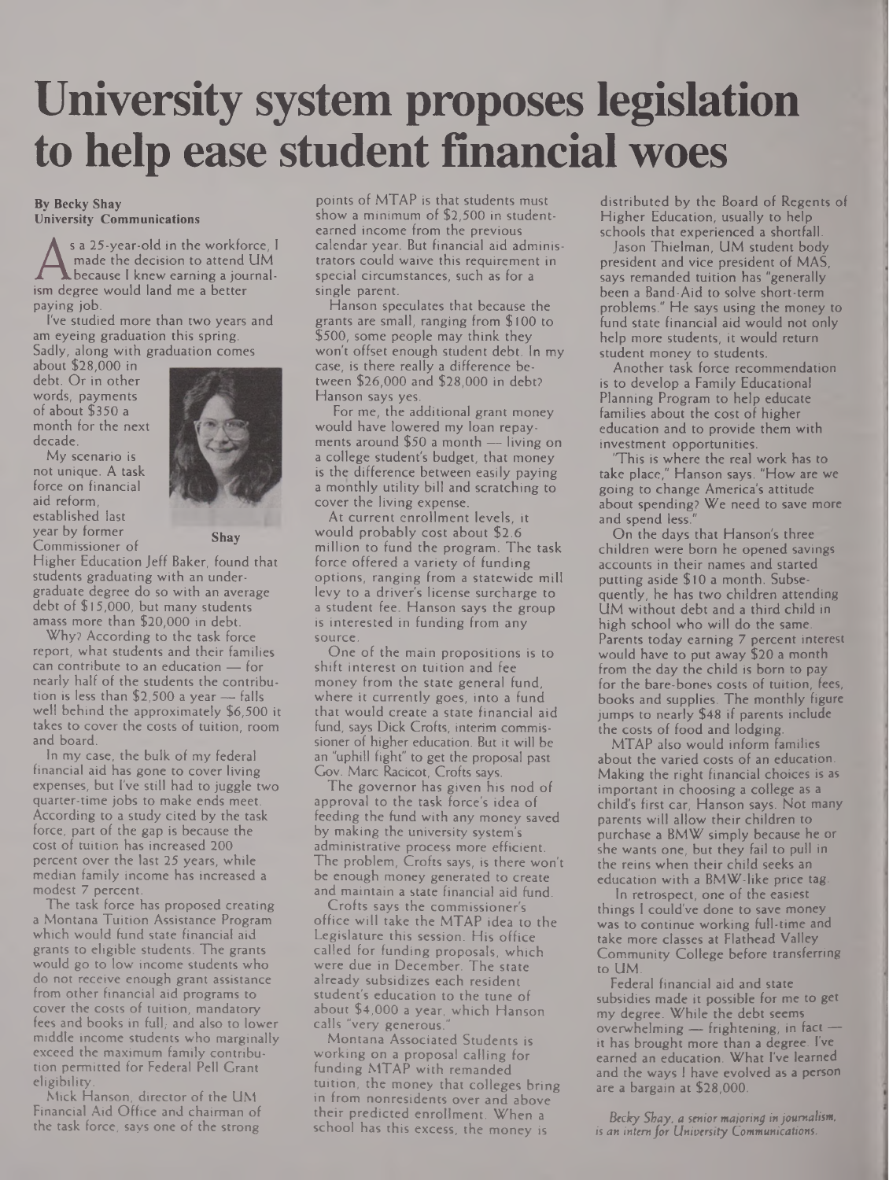# University system proposes legislation to help ease student financial woes

**By Becky Shay**
**University Communications**

As a 25-year-old in the workforce, I made the decision to attend UM because I knew earning a journalism degree would land me a better paying job.

I've studied more than two years and am eyeing graduation this spring. Sadly, along with graduation comes about $28,000 in debt. Or in other words, payments of about $350 a month for the next decade.

Shay

My scenario is not unique. A task force on financial aid reform, established last year by former Commissioner of Higher Education Jeff Baker, found that students graduating with an undergraduate degree do so with an average debt of $15,000, but many students amass more than $20,000 in debt.

Why? According to the task force report, what students and their families can contribute to an education — for nearly half of the students the contribution is less than $2,500 a year — falls well behind the approximately $6,500 it takes to cover the costs of tuition, room and board.

In my case, the bulk of my federal financial aid has gone to cover living expenses, but I've still had to juggle two quarter-time jobs to make ends meet. According to a study cited by the task force, part of the gap is because the cost of tuition has increased 200 percent over the last 25 years, while median family income has increased a modest 7 percent.

The task force has proposed creating a Montana Tuition Assistance Program which would fund state financial aid grants to eligible students. The grants would go to low income students who do not receive enough grant assistance from other financial aid programs to cover the costs of tuition, mandatory fees and books in full, and also to lower middle income students who marginally exceed the maximum family contribution permitted for Federal Pell Grant eligibility.

Mick Hanson, director of the UM Financial Aid Office and chairman of the task force, says one of the strong points of MTAP is that students must show a minimum of $2,500 in student-earned income from the previous calendar year. But financial aid administrators could waive this requirement in special circumstances, such as for a single parent.

Hanson speculates that because the grants are small, ranging from $100 to $500, some people may think they won't offset enough student debt. In my case, is there really a difference between $26,000 and $28,000 in debt? Hanson says yes.

For me, the additional grant money would have lowered my loan repayments around $50 a month — living on a college student's budget, that money is the difference between easily paying a monthly utility bill and scratching to cover the living expense.

At current enrollment levels, it would probably cost about $2.6 million to fund the program. The task force offered a variety of funding options, ranging from a statewide mill levy to a driver's license surcharge to a student fee. Hanson says the group is interested in funding from any source.

One of the main propositions is to shift interest on tuition and fee money from the state general fund, where it currently goes, into a fund that would create a state financial aid fund, says Dick Crofts, interim commissioner of higher education. But it will be an "uphill fight" to get the proposal past Gov. Marc Racicot, Crofts says.

The governor has given his nod of approval to the task force's idea of feeding the fund with any money saved by making the university system's administrative process more efficient. The problem, Crofts says, is there won't be enough money generated to create and maintain a state financial aid fund.

Crofts says the commissioner's office will take the MTAP idea to the Legislature this session. His office called for funding proposals, which were due in December. The state already subsidizes each resident student's education to the tune of about $4,000 a year, which Hanson calls "very generous."

Montana Associated Students is working on a proposal calling for funding MTAP with remanded tuition, the money that colleges bring in from nonresidents over and above their predicted enrollment. When a school has this excess, the money is distributed by the Board of Regents of Higher Education, usually to help schools that experienced a shortfall.

Jason Thielman, UM student body president and vice president of MAS, says remanded tuition has "generally been a Band-Aid to solve short-term problems." He says using the money to fund state financial aid would not only help more students, it would return student money to students.

Another task force recommendation is to develop a Family Educational Planning Program to help educate families about the cost of higher education and to provide them with investment opportunities.

"This is where the real work has to take place," Hanson says. "How are we going to change America's attitude about spending? We need to save more and spend less."

On the days that Hanson's three children were born he opened savings accounts in their names and started putting aside $10 a month. Subsequently, he has two children attending UM without debt and a third child in high school who will do the same. Parents today earning 7 percent interest would have to put away $20 a month from the day the child is born to pay for the bare-bones costs of tuition, fees, books and supplies. The monthly figure jumps to nearly $48 if parents include the costs of food and lodging.

MTAP also would inform families about the varied costs of an education. Making the right financial choices is as important in choosing a college as a child's first car, Hanson says. Not many parents will allow their children to purchase a BMW simply because he or she wants one, but they fail to pull in the reins when their child seeks an education with a BMW-like price tag.

In retrospect, one of the easiest things I could've done to save money was to continue working full-time and take more classes at Flathead Valley Community College before transferring to UM.

Federal financial aid and state subsidies made it possible for me to get my degree. While the debt seems overwhelming — frightening, in fact — it has brought more than a degree. I've earned an education. What I've learned and the ways I have evolved as a person are a bargain at $28,000.

*Becky Shay, a senior majoring in journalism, is an intern for University Communications.*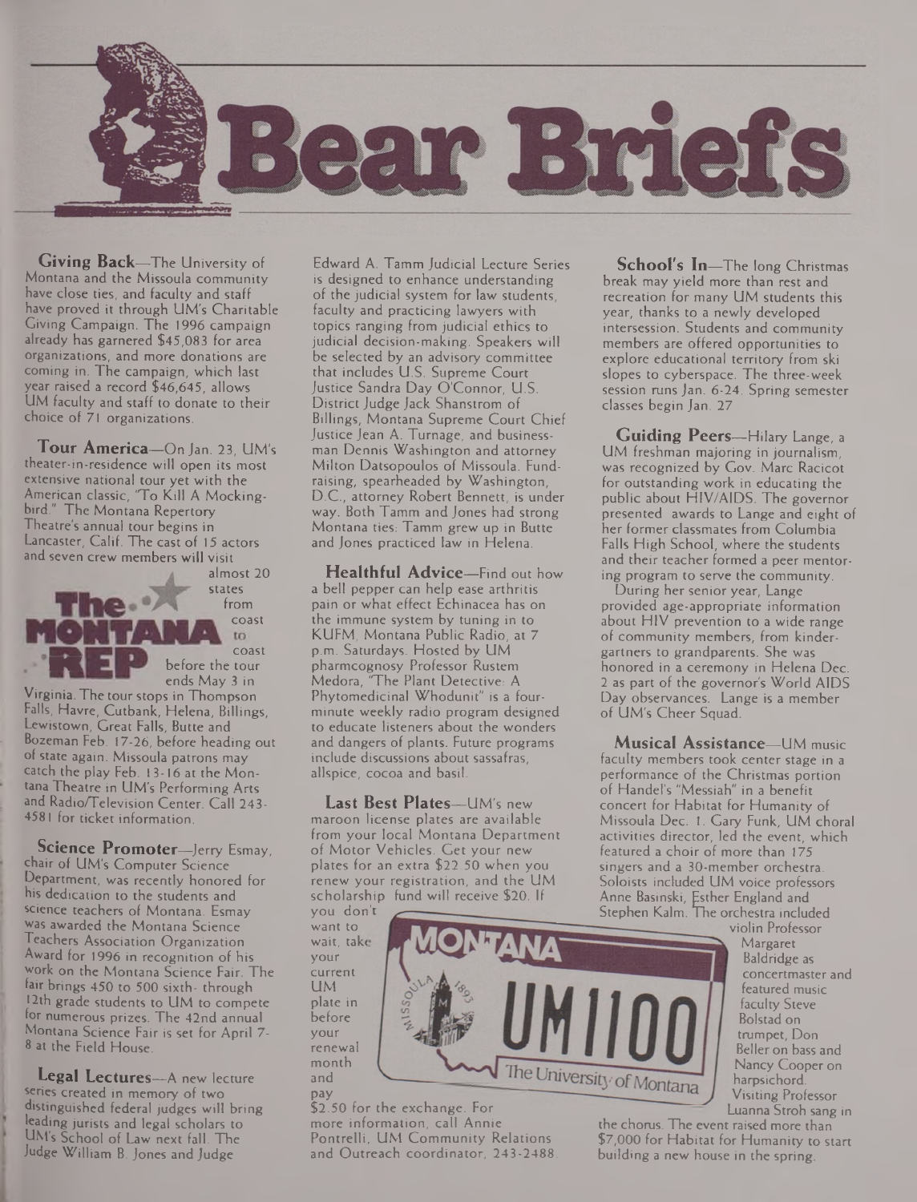# Bear Briefs

**Giving Back**—The University of Montana and the Missoula community have close ties, and faculty and staff have proved it through UM's Charitable Giving Campaign. The 1996 campaign already has garnered $45,083 for area organizations, and more donations are coming in. The campaign, which last year raised a record $46,645, allows UM faculty and staff to donate to their choice of 71 organizations.

**Tour America**—On Jan. 23, UM's theater-in-residence will open its most extensive national tour yet with the American classic, "To Kill A Mockingbird." The Montana Repertory Theatre's annual tour begins in Lancaster, Calif. The cast of 15 actors and seven crew members will visit almost 20 states from coast to coast before the tour ends May 3 in Virginia. The tour stops in Thompson Falls, Havre, Cutbank, Helena, Billings, Lewistown, Great Falls, Butte and Bozeman Feb. 17-26, before heading out of state again. Missoula patrons may catch the play Feb. 13-16 at the Montana Theatre in UM's Performing Arts and Radio/Television Center. Call 243-4581 for ticket information.

**Science Promoter**—Jerry Esmay, chair of UM's Computer Science Department, was recently honored for his dedication to the students and science teachers of Montana. Esmay was awarded the Montana Science Teachers Association Organization Award for 1996 in recognition of his work on the Montana Science Fair. The fair brings 450 to 500 sixth- through 12th grade students to UM to compete for numerous prizes. The 42nd annual Montana Science Fair is set for April 7-8 at the Field House.

**Legal Lectures**—A new lecture series created in memory of two distinguished federal judges will bring leading jurists and legal scholars to UM's School of Law next fall. The Judge William B. Jones and Judge Edward A. Tamm Judicial Lecture Series is designed to enhance understanding of the judicial system for law students, faculty and practicing lawyers with topics ranging from judicial ethics to judicial decision-making. Speakers will be selected by an advisory committee that includes U.S. Supreme Court Justice Sandra Day O'Connor, U.S. District Judge Jack Shanstrom of Billings, Montana Supreme Court Chief Justice Jean A. Turnage, and businessman Dennis Washington and attorney Milton Datsopoulos of Missoula. Fundraising, spearheaded by Washington, D.C., attorney Robert Bennett, is under way. Both Tamm and Jones had strong Montana ties: Tamm grew up in Butte and Jones practiced law in Helena.

**Healthful Advice**—Find out how a bell pepper can help ease arthritis pain or what effect Echinacea has on the immune system by tuning in to KUFM, Montana Public Radio, at 7 p.m. Saturdays. Hosted by UM pharmcognosy Professor Rustem Medora, "The Plant Detective: A Phytomedicinal Whodunit" is a four-minute weekly radio program designed to educate listeners about the wonders and dangers of plants. Future programs include discussions about sassafras, allspice, cocoa and basil.

**Last Best Plates**—UM's new maroon license plates are available from your local Montana Department of Motor Vehicles. Get your new plates for an extra $22.50 when you renew your registration, and the UM scholarship fund will receive $20. If you don't want to wait, take your current UM plate in before your renewal month and pay $2.50 for the exchange. For more information, call Annie Pontrelli, UM Community Relations and Outreach coordinator, 243-2488.

**School's In**—The long Christmas break may yield more than rest and recreation for many UM students this year, thanks to a newly developed intersession. Students and community members are offered opportunities to explore educational territory from ski slopes to cyberspace. The three-week session runs Jan. 6-24. Spring semester classes begin Jan. 27.

**Guiding Peers**—Hilary Lange, a UM freshman majoring in journalism, was recognized by Gov. Marc Racicot for outstanding work in educating the public about HIV/AIDS. The governor presented awards to Lange and eight of her former classmates from Columbia Falls High School, where the students and their teacher formed a peer mentoring program to serve the community.

During her senior year, Lange provided age-appropriate information about HIV prevention to a wide range of community members, from kindergartners to grandparents. She was honored in a ceremony in Helena Dec. 2 as part of the governor's World AIDS Day observances. Lange is a member of UM's Cheer Squad.

**Musical Assistance**—UM music faculty members took center stage in a performance of the Christmas portion of Handel's "Messiah" in a benefit concert for Habitat for Humanity of Missoula Dec. 1. Gary Funk, UM choral activities director, led the event, which featured a choir of more than 175 singers and a 30-member orchestra. Soloists included UM voice professors Anne Basinski, Esther England and Stephen Kalm. The orchestra included violin Professor Margaret Baldridge as concertmaster and featured music faculty Steve Bolstad on trumpet, Don Beller on bass and Nancy Cooper on harpsichord. Visiting Professor Luanna Stroh sang in the chorus. The event raised more than $7,000 for Habitat for Humanity to start building a new house in the spring.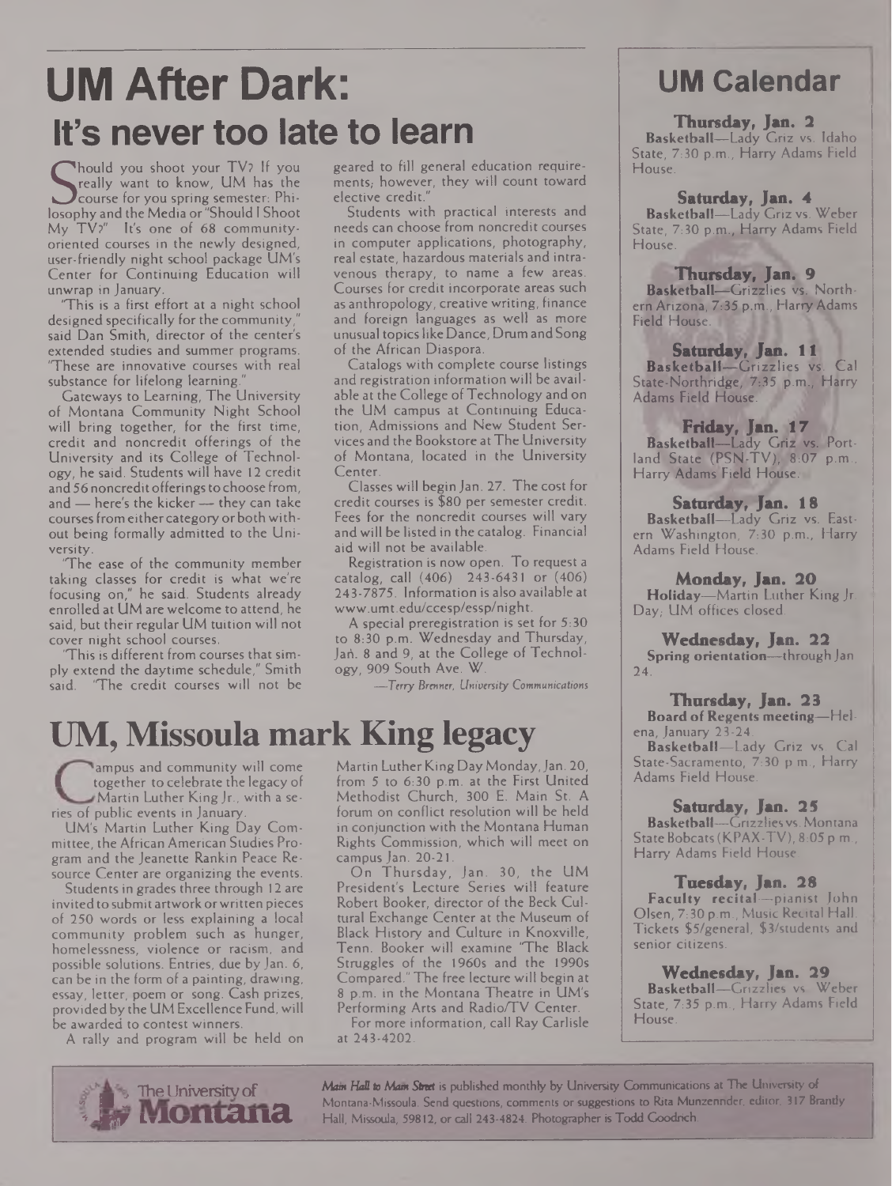# UM After Dark:

## It's never too late to learn

Should you shoot your TV? If you really want to know, UM has the course for you spring semester: Philosophy and the Media or "Should I Shoot My TV?" It's one of 68 community-oriented courses in the newly designed, user-friendly night school package UM's Center for Continuing Education will unwrap in January.

"This is a first effort at a night school designed specifically for the community," said Dan Smith, director of the center's extended studies and summer programs. "These are innovative courses with real substance for lifelong learning."

Gateways to Learning, The University of Montana Community Night School will bring together, for the first time, credit and noncredit offerings of the University and its College of Technology, he said. Students will have 12 credit and 56 noncredit offerings to choose from, and — here's the kicker — they can take courses from either category or both without being formally admitted to the University.

"The ease of the community member taking classes for credit is what we're focusing on," he said. Students already enrolled at UM are welcome to attend, he said, but their regular UM tuition will not cover night school courses.

"This is different from courses that simply extend the daytime schedule," Smith said. "The credit courses will not be geared to fill general education requirements; however, they will count toward elective credit."

Students with practical interests and needs can choose from noncredit courses in computer applications, photography, real estate, hazardous materials and intravenous therapy, to name a few areas. Courses for credit incorporate areas such as anthropology, creative writing, finance and foreign languages as well as more unusual topics like Dance, Drum and Song of the African Diaspora.

Catalogs with complete course listings and registration information will be available at the College of Technology and on the UM campus at Continuing Education, Admissions and New Student Services and the Bookstore at The University of Montana, located in the University Center.

Classes will begin Jan. 27. The cost for credit courses is $80 per semester credit. Fees for the noncredit courses will vary and will be listed in the catalog. Financial aid will not be available.

Registration is now open. To request a catalog, call (406) 243-6431 or (406) 243-7875. Information is also available at www.umt.edu/ccesp/essp/night.

A special preregistration is set for 5:30 to 8:30 p.m. Wednesday and Thursday, Jan. 8 and 9, at the College of Technology, 909 South Ave. W.

*—Terry Brenner, University Communications*

# UM, Missoula mark King legacy

Campus and community will come together to celebrate the legacy of Martin Luther King Jr., with a series of public events in January.

UM's Martin Luther King Day Committee, the African American Studies Program and the Jeanette Rankin Peace Resource Center are organizing the events.

Students in grades three through 12 are invited to submit artwork or written pieces of 250 words or less explaining a local community problem such as hunger, homelessness, violence or racism, and possible solutions. Entries, due by Jan. 6, can be in the form of a painting, drawing, essay, letter, poem or song. Cash prizes, provided by the UM Excellence Fund, will be awarded to contest winners.

A rally and program will be held on Martin Luther King Day Monday, Jan. 20, from 5 to 6:30 p.m. at the First United Methodist Church, 300 E. Main St. A forum on conflict resolution will be held in conjunction with the Montana Human Rights Commission, which will meet on campus Jan. 20-21.

On Thursday, Jan. 30, the UM President's Lecture Series will feature Robert Booker, director of the Beck Cultural Exchange Center at the Museum of Black History and Culture in Knoxville, Tenn. Booker will examine "The Black Struggles of the 1960s and the 1990s Compared." The free lecture will begin at 8 p.m. in the Montana Theatre in UM's Performing Arts and Radio/TV Center.

For more information, call Ray Carlisle at 243-4202.

## UM Calendar

**Thursday, Jan. 2**
**Basketball**—Lady Griz vs. Idaho State, 7:30 p.m., Harry Adams Field House.

**Saturday, Jan. 4**
**Basketball**—Lady Griz vs. Weber State, 7:30 p.m., Harry Adams Field House.

**Thursday, Jan. 9**
**Basketball**—Grizzlies vs. Northern Arizona, 7:35 p.m., Harry Adams Field House.

**Saturday, Jan. 11**
**Basketball**—Grizzlies vs. Cal State-Northridge, 7:35 p.m., Harry Adams Field House.

**Friday, Jan. 17**
**Basketball**—Lady Griz vs. Portland State (PSN-TV), 8:07 p.m., Harry Adams Field House.

**Saturday, Jan. 18**
**Basketball**—Lady Griz vs. Eastern Washington, 7:30 p.m., Harry Adams Field House.

**Monday, Jan. 20**
**Holiday**—Martin Luther King Jr. Day; UM offices closed.

**Wednesday, Jan. 22**
**Spring orientation**—through Jan. 24.

**Thursday, Jan. 23**
**Board of Regents meeting**—Helena, January 23-24.
**Basketball**—Lady Griz vs. Cal State-Sacramento, 7:30 p.m., Harry Adams Field House.

**Saturday, Jan. 25**
**Basketball**—Grizzlies vs. Montana State Bobcats (KPAX-TV), 8:05 p.m., Harry Adams Field House.

**Tuesday, Jan. 28**
**Faculty recital**—pianist John Olsen, 7:30 p.m., Music Recital Hall. Tickets $5/general, $3/students and senior citizens.

**Wednesday, Jan. 29**
**Basketball**—Grizzlies vs. Weber State, 7:35 p.m., Harry Adams Field House.

The University of Montana

*Main Hall to Main Street* is published monthly by University Communications at The University of Montana-Missoula. Send questions, comments or suggestions to Rita Munzenrider, editor, 317 Brantly Hall, Missoula, 59812, or call 243-4824. Photographer is Todd Goodrich.